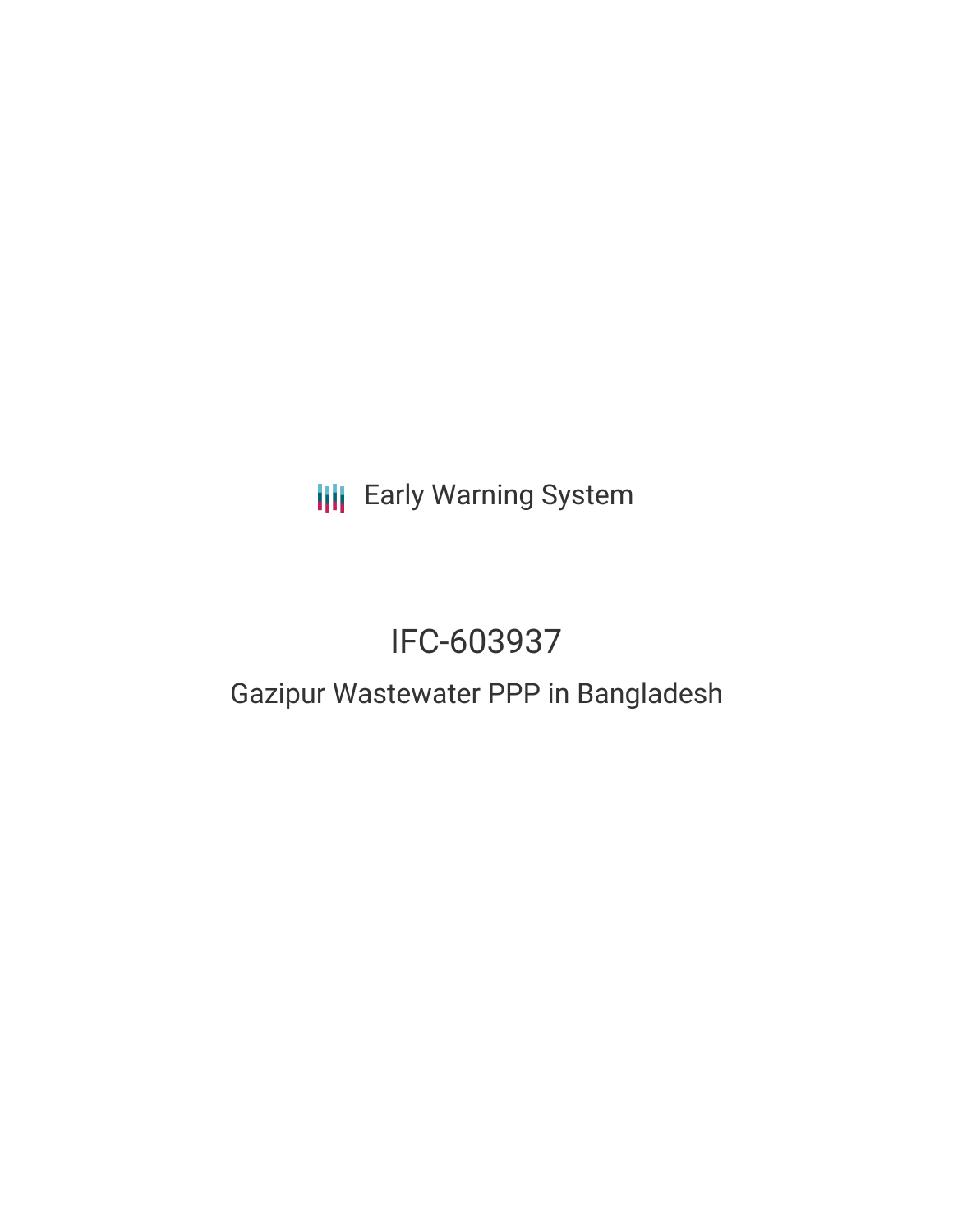Early Warning System

# IFC-603937

## Gazipur Wastewater PPP in Bangladesh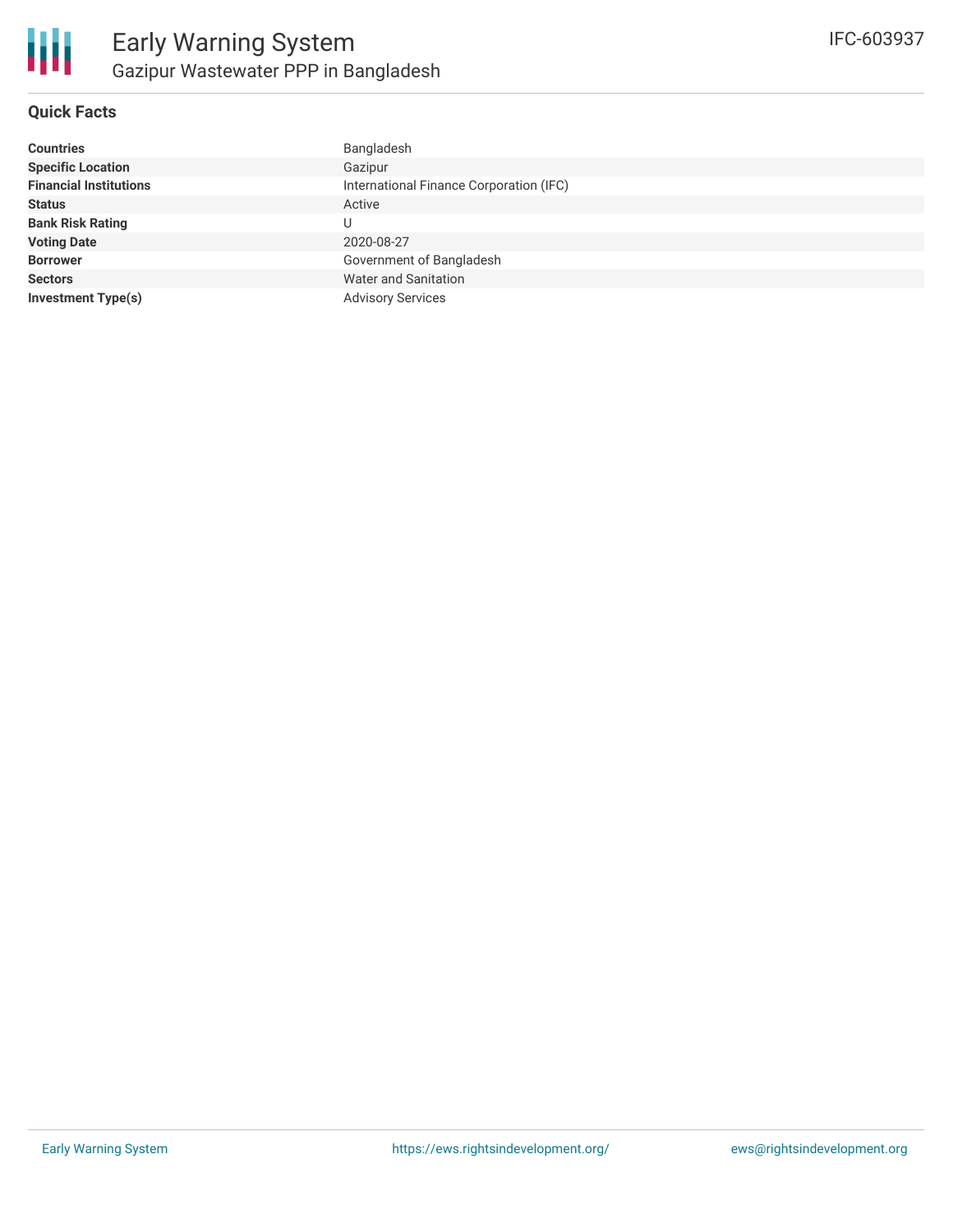# Early Warning System

## Gazipur Wastewater PPP in Bangladesh

IFC-603937

### Quick Facts

| | |
|---|---|
| **Countries** | Bangladesh |
| **Specific Location** | Gazipur |
| **Financial Institutions** | International Finance Corporation (IFC) |
| **Status** | Active |
| **Bank Risk Rating** | U |
| **Voting Date** | 2020-08-27 |
| **Borrower** | Government of Bangladesh |
| **Sectors** | Water and Sanitation |
| **Investment Type(s)** | Advisory Services |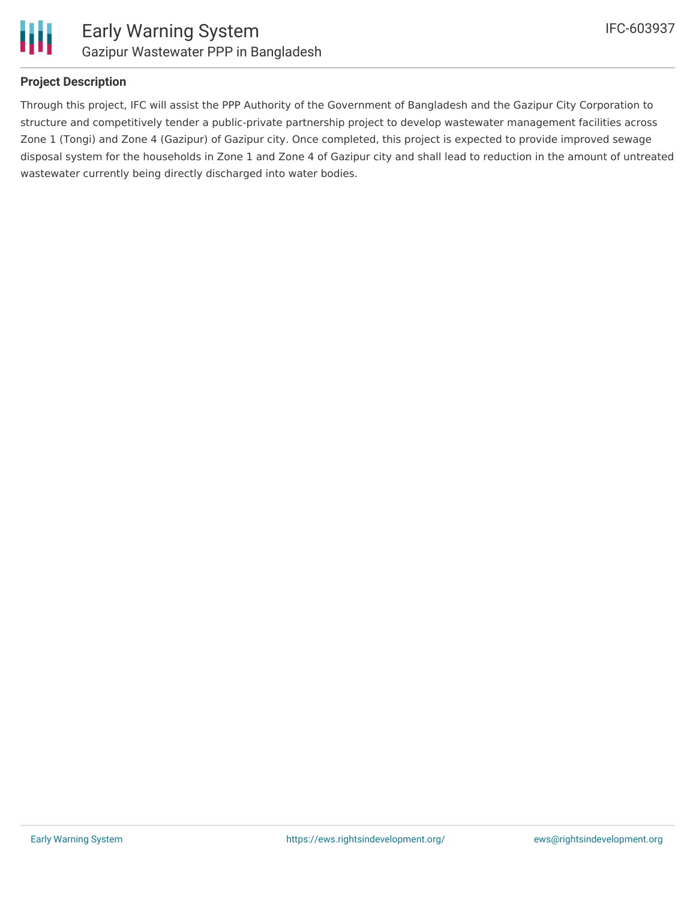## Project Description

Through this project, IFC will assist the PPP Authority of the Government of Bangladesh and the Gazipur City Corporation to structure and competitively tender a public-private partnership project to develop wastewater management facilities across Zone 1 (Tongi) and Zone 4 (Gazipur) of Gazipur city. Once completed, this project is expected to provide improved sewage disposal system for the households in Zone 1 and Zone 4 of Gazipur city and shall lead to reduction in the amount of untreated wastewater currently being directly discharged into water bodies.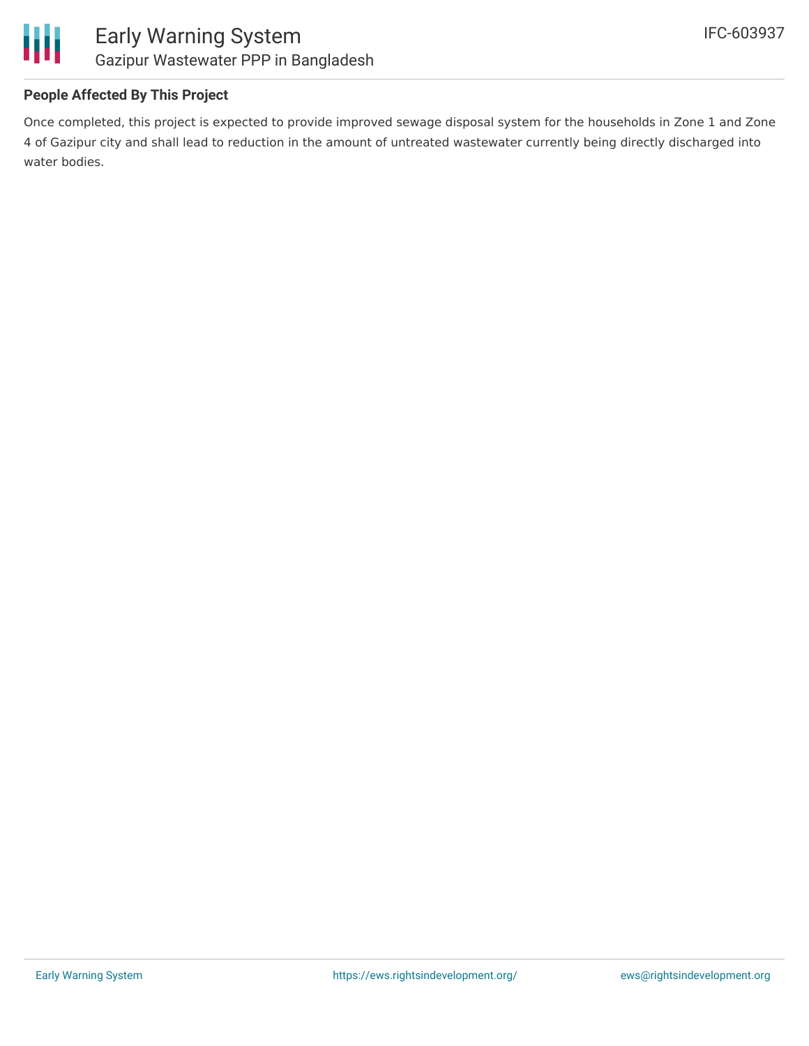## People Affected By This Project

Once completed, this project is expected to provide improved sewage disposal system for the households in Zone 1 and Zone 4 of Gazipur city and shall lead to reduction in the amount of untreated wastewater currently being directly discharged into water bodies.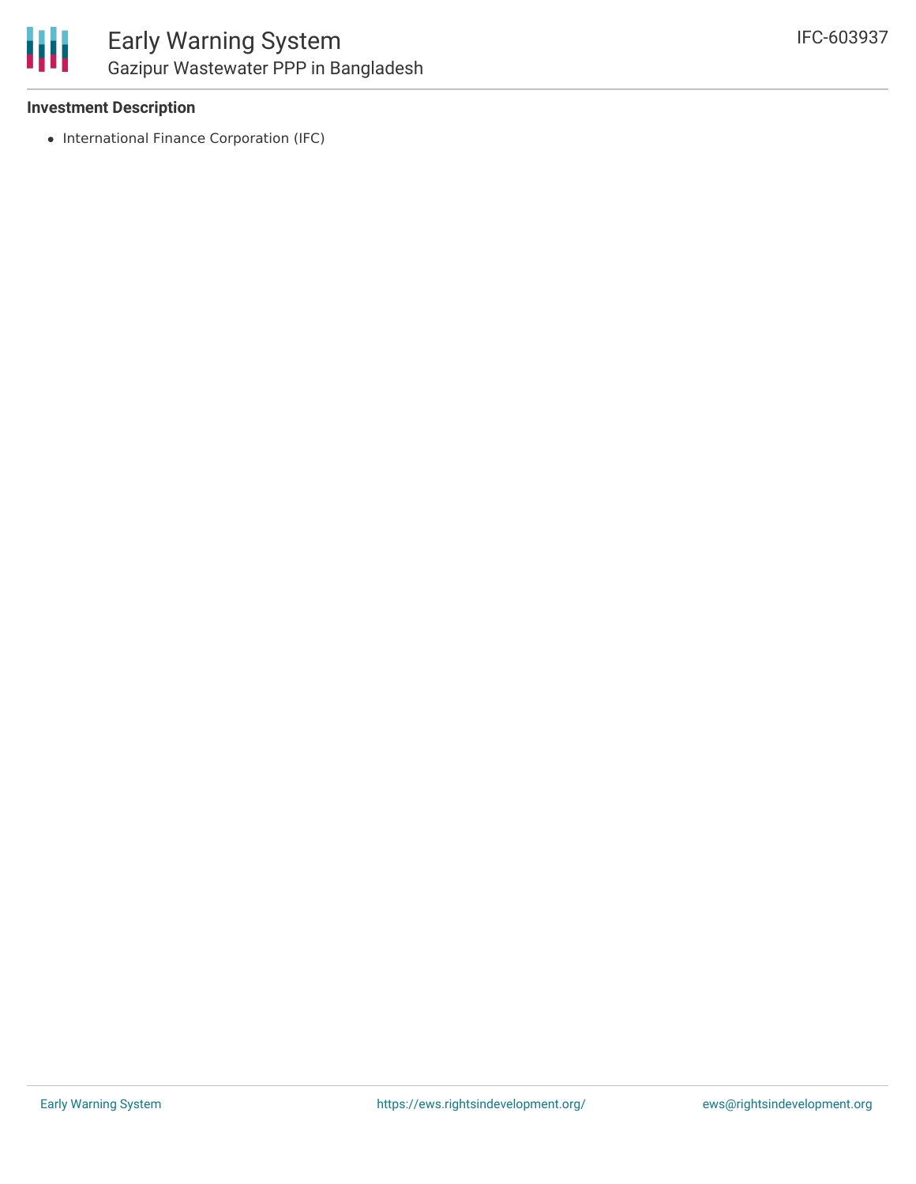**Investment Description**

- International Finance Corporation (IFC)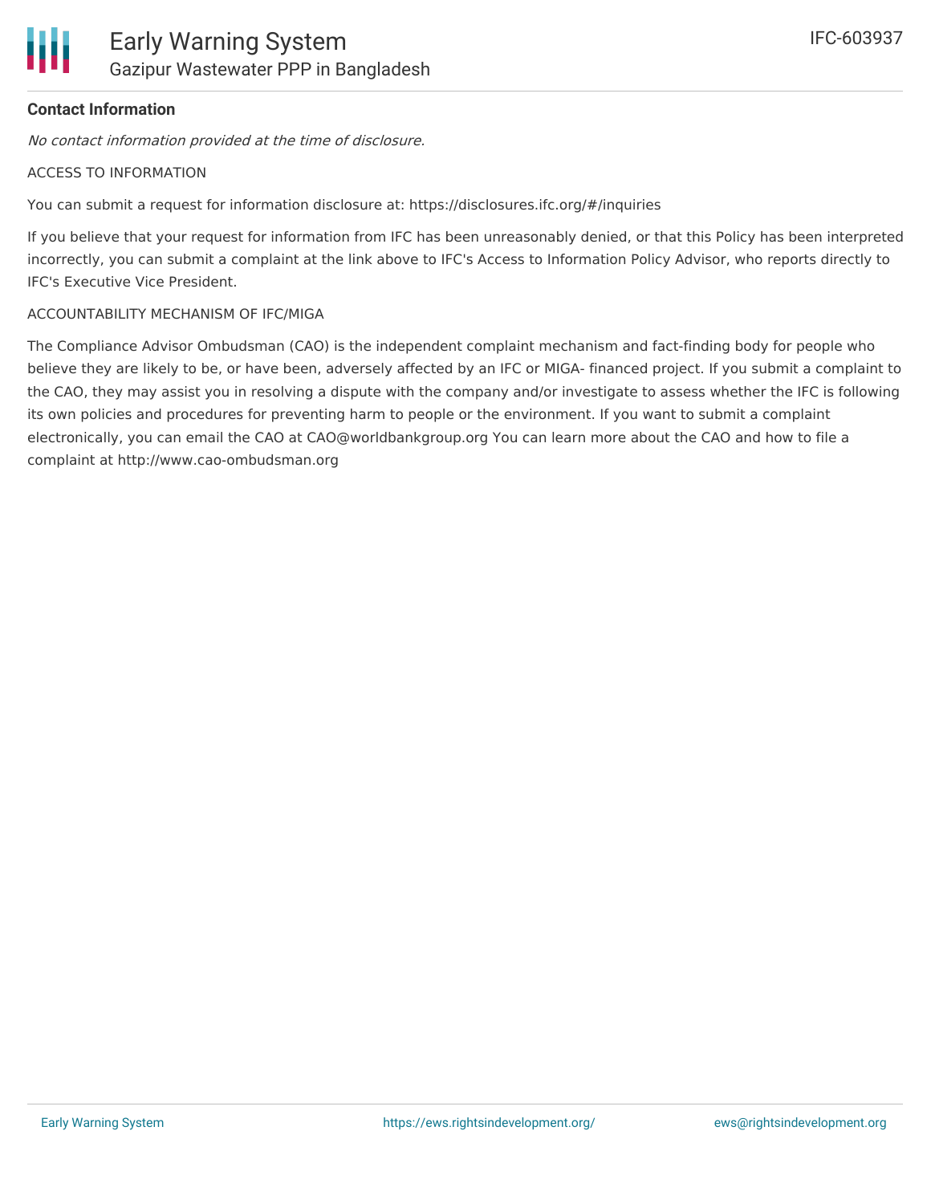**Contact Information**

*No contact information provided at the time of disclosure.*

ACCESS TO INFORMATION

You can submit a request for information disclosure at: https://disclosures.ifc.org/#/inquiries

If you believe that your request for information from IFC has been unreasonably denied, or that this Policy has been interpreted incorrectly, you can submit a complaint at the link above to IFC's Access to Information Policy Advisor, who reports directly to IFC's Executive Vice President.

ACCOUNTABILITY MECHANISM OF IFC/MIGA

The Compliance Advisor Ombudsman (CAO) is the independent complaint mechanism and fact-finding body for people who believe they are likely to be, or have been, adversely affected by an IFC or MIGA- financed project. If you submit a complaint to the CAO, they may assist you in resolving a dispute with the company and/or investigate to assess whether the IFC is following its own policies and procedures for preventing harm to people or the environment. If you want to submit a complaint electronically, you can email the CAO at CAO@worldbankgroup.org You can learn more about the CAO and how to file a complaint at http://www.cao-ombudsman.org